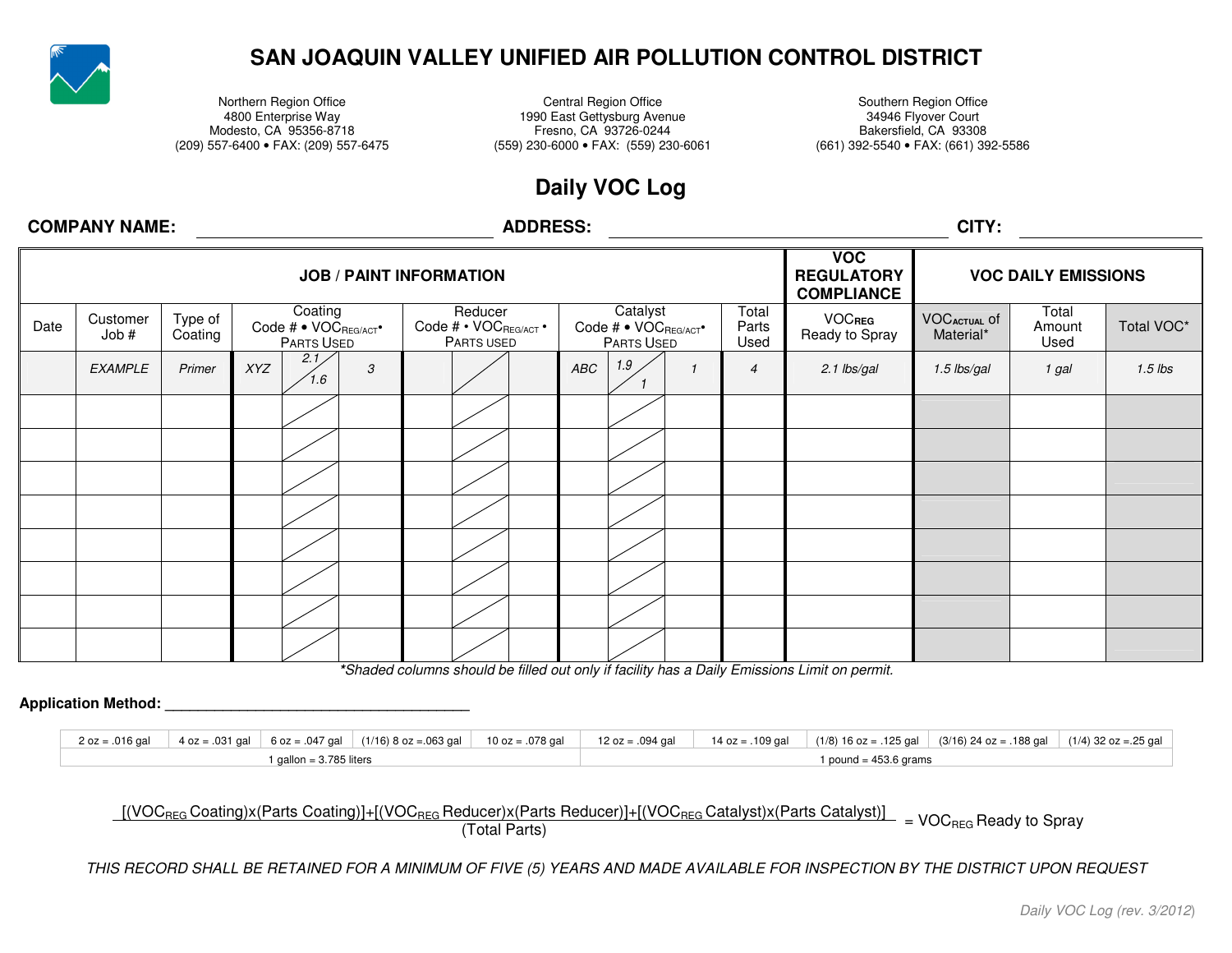# SAN JOAQUIN VALLEY UNIFIED AIR POLLUTION CONTROL DISTRICT

Northern Region Office
4800 Enterprise Way
Modesto, CA 95356-8718
(209) 557-6400 • FAX: (209) 557-6475

Central Region Office
1990 East Gettysburg Avenue
Fresno, CA 93726-0244
(559) 230-6000 • FAX: (559) 230-6061

Southern Region Office
34946 Flyover Court
Bakersfield, CA 93308
(661) 392-5540 • FAX: (661) 392-5586

## Daily VOC Log

**COMPANY NAME:** ______________________ **ADDRESS:** ______________________ **CITY:** ______________

| JOB / PAINT INFORMATION | | | | | | | | | | | | | VOC REGULATORY COMPLIANCE | VOC DAILY EMISSIONS | | |
|---|---|---|---|---|---|---|---|---|---|---|---|---|---|---|---|---|
| Date | Customer Job # | Type of Coating | Coating Code # • $VOC_{REG/ACT}$ • Parts Used | | | Reducer Code # • $VOC_{REG/ACT}$ • Parts Used | | | Catalyst Code # • $VOC_{REG/ACT}$ • Parts Used | | | Total Parts Used | $VOC_{REG}$ Ready to Spray | $VOC_{ACTUAL}$ of Material* | Total Amount Used | Total VOC* |
| | *EXAMPLE* | *Primer* | *XYZ* | *2.1 / 1.6* | *3* | | | | *ABC* | *1.9 / 1* | *1* | *4* | *2.1 lbs/gal* | *1.5 lbs/gal* | *1 gal* | *1.5 lbs* |
| | | | | | | | | | | | | | | | | |
| | | | | | | | | | | | | | | | | |
| | | | | | | | | | | | | | | | | |
| | | | | | | | | | | | | | | | | |
| | | | | | | | | | | | | | | | | |
| | | | | | | | | | | | | | | | | |
| | | | | | | | | | | | | | | | | |
| | | | | | | | | | | | | | | | | |

*\*Shaded columns should be filled out only if facility has a Daily Emissions Limit on permit.*

**Application Method:** ______________________________

| 2 oz = .016 gal | 4 oz = .031 gal | 6 oz = .047 gal | (1/16) 8 oz =.063 gal | 10 oz = .078 gal | 12 oz = .094 gal | 14 oz = .109 gal | (1/8) 16 oz = .125 gal | (3/16) 24 oz = .188 gal | (1/4) 32 oz =.25 gal |
|---|---|---|---|---|---|---|---|---|---|
| 1 gallon = 3.785 liters | | | | | 1 pound = 453.6 grams | | | | |

$$\frac{[(VOC_{REG}\text{ Coating})\times(\text{Parts Coating})]+[(VOC_{REG}\text{ Reducer})\times(\text{Parts Reducer})]+[(VOC_{REG}\text{ Catalyst})\times(\text{Parts Catalyst})]}{(\text{Total Parts})} = VOC_{REG}\text{ Ready to Spray}$$

*THIS RECORD SHALL BE RETAINED FOR A MINIMUM OF FIVE (5) YEARS AND MADE AVAILABLE FOR INSPECTION BY THE DISTRICT UPON REQUEST*

*Daily VOC Log (rev. 3/2012)*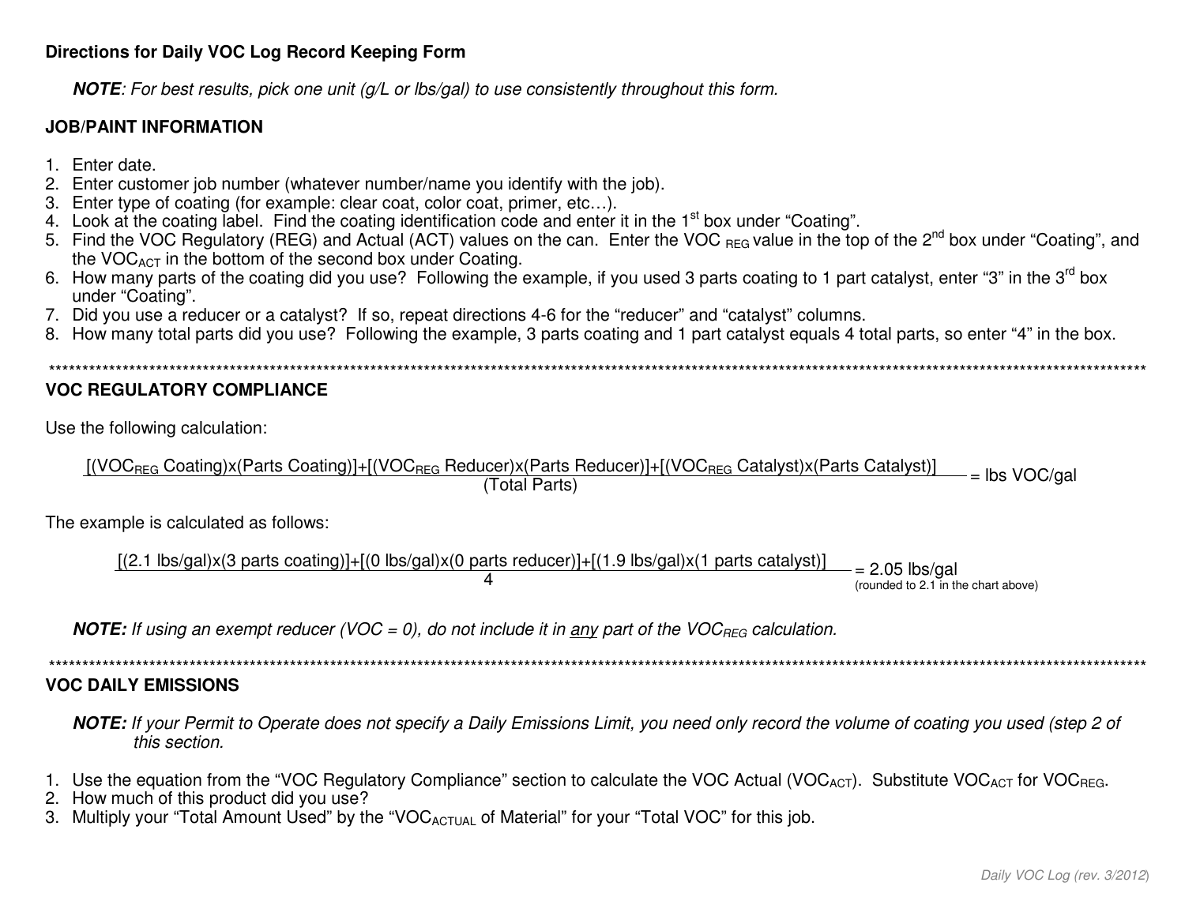**Directions for Daily VOC Log Record Keeping Form**

***NOTE**: For best results, pick one unit (g/L or lbs/gal) to use consistently throughout this form.*

**JOB/PAINT INFORMATION**

1. Enter date.
2. Enter customer job number (whatever number/name you identify with the job).
3. Enter type of coating (for example: clear coat, color coat, primer, etc…).
4. Look at the coating label. Find the coating identification code and enter it in the 1st box under "Coating".
5. Find the VOC Regulatory (REG) and Actual (ACT) values on the can. Enter the $VOC_{REG}$ value in the top of the 2nd box under "Coating", and the $VOC_{ACT}$ in the bottom of the second box under Coating.
6. How many parts of the coating did you use? Following the example, if you used 3 parts coating to 1 part catalyst, enter "3" in the 3rd box under "Coating".
7. Did you use a reducer or a catalyst? If so, repeat directions 4-6 for the "reducer" and "catalyst" columns.
8. How many total parts did you use? Following the example, 3 parts coating and 1 part catalyst equals 4 total parts, so enter "4" in the box.

**********************************************************************************************************************************************

**VOC REGULATORY COMPLIANCE**

Use the following calculation:

$$\frac{[(VOC_{REG}\text{ Coating})\times(\text{Parts Coating})]+[(VOC_{REG}\text{ Reducer})\times(\text{Parts Reducer})]+[(VOC_{REG}\text{ Catalyst})\times(\text{Parts Catalyst})]}{(\text{Total Parts})} = \text{lbs VOC/gal}$$

The example is calculated as follows:

$$\frac{[(2.1\text{ lbs/gal})\times(3\text{ parts coating})]+[(0\text{ lbs/gal})\times(0\text{ parts reducer})]+[(1.9\text{ lbs/gal})\times(1\text{ parts catalyst})]}{4} = 2.05\text{ lbs/gal}$$

(rounded to 2.1 in the chart above)

***NOTE:** If using an exempt reducer (VOC = 0), do not include it in any part of the $VOC_{REG}$ calculation.*

**********************************************************************************************************************************************

**VOC DAILY EMISSIONS**

***NOTE:** If your Permit to Operate does not specify a Daily Emissions Limit, you need only record the volume of coating you used (step 2 of this section.*

1. Use the equation from the "VOC Regulatory Compliance" section to calculate the VOC Actual ($VOC_{ACT}$). Substitute $VOC_{ACT}$ for $VOC_{REG}$.
2. How much of this product did you use?
3. Multiply your "Total Amount Used" by the "$VOC_{ACTUAL}$ of Material" for your "Total VOC" for this job.

*Daily VOC Log (rev. 3/2012)*